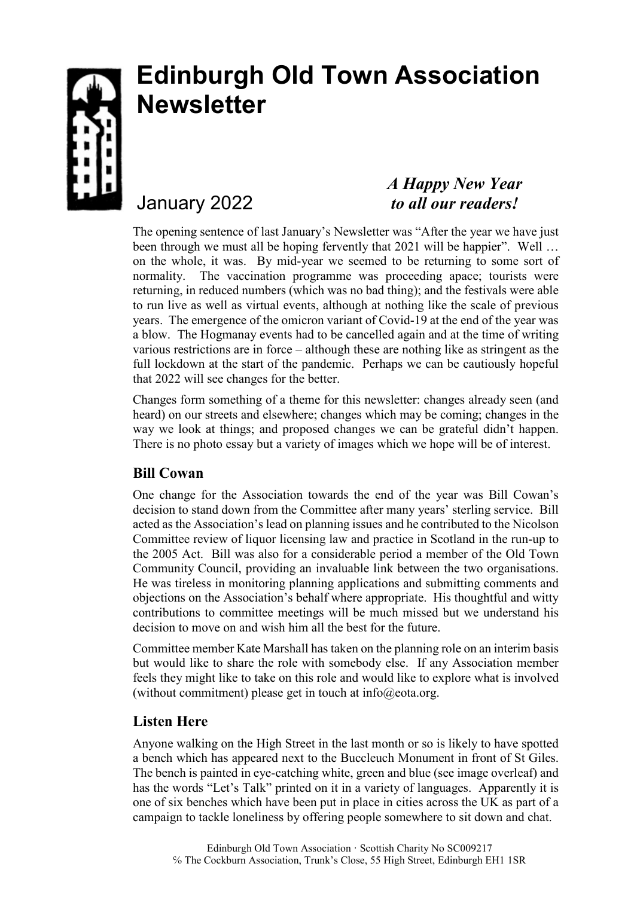# Edinburgh Old Town Association Newsletter

January 2022

***A Happy New Year to all our readers!***

The opening sentence of last January's Newsletter was "After the year we have just been through we must all be hoping fervently that 2021 will be happier". Well … on the whole, it was. By mid-year we seemed to be returning to some sort of normality. The vaccination programme was proceeding apace; tourists were returning, in reduced numbers (which was no bad thing); and the festivals were able to run live as well as virtual events, although at nothing like the scale of previous years. The emergence of the omicron variant of Covid-19 at the end of the year was a blow. The Hogmanay events had to be cancelled again and at the time of writing various restrictions are in force – although these are nothing like as stringent as the full lockdown at the start of the pandemic. Perhaps we can be cautiously hopeful that 2022 will see changes for the better.

Changes form something of a theme for this newsletter: changes already seen (and heard) on our streets and elsewhere; changes which may be coming; changes in the way we look at things; and proposed changes we can be grateful didn't happen. There is no photo essay but a variety of images which we hope will be of interest.

## Bill Cowan

One change for the Association towards the end of the year was Bill Cowan's decision to stand down from the Committee after many years' sterling service. Bill acted as the Association's lead on planning issues and he contributed to the Nicolson Committee review of liquor licensing law and practice in Scotland in the run-up to the 2005 Act. Bill was also for a considerable period a member of the Old Town Community Council, providing an invaluable link between the two organisations. He was tireless in monitoring planning applications and submitting comments and objections on the Association's behalf where appropriate. His thoughtful and witty contributions to committee meetings will be much missed but we understand his decision to move on and wish him all the best for the future.

Committee member Kate Marshall has taken on the planning role on an interim basis but would like to share the role with somebody else. If any Association member feels they might like to take on this role and would like to explore what is involved (without commitment) please get in touch at info@eota.org.

## Listen Here

Anyone walking on the High Street in the last month or so is likely to have spotted a bench which has appeared next to the Buccleuch Monument in front of St Giles. The bench is painted in eye-catching white, green and blue (see image overleaf) and has the words "Let's Talk" printed on it in a variety of languages. Apparently it is one of six benches which have been put in place in cities across the UK as part of a campaign to tackle loneliness by offering people somewhere to sit down and chat.

Edinburgh Old Town Association · Scottish Charity No SC009217
℅ The Cockburn Association, Trunk's Close, 55 High Street, Edinburgh EH1 1SR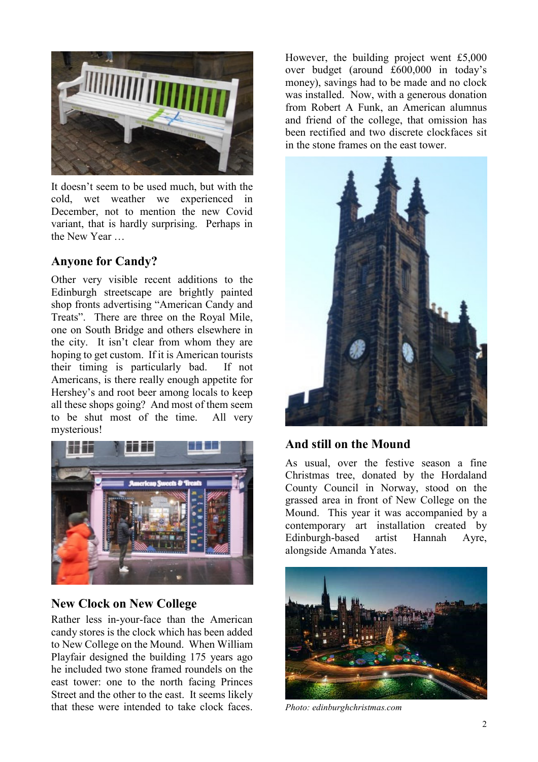It doesn't seem to be used much, but with the cold, wet weather we experienced in December, not to mention the new Covid variant, that is hardly surprising. Perhaps in the New Year …

## Anyone for Candy?

Other very visible recent additions to the Edinburgh streetscape are brightly painted shop fronts advertising "American Candy and Treats". There are three on the Royal Mile, one on South Bridge and others elsewhere in the city. It isn't clear from whom they are hoping to get custom. If it is American tourists their timing is particularly bad. If not Americans, is there really enough appetite for Hershey's and root beer among locals to keep all these shops going? And most of them seem to be shut most of the time. All very mysterious!

## New Clock on New College

Rather less in-your-face than the American candy stores is the clock which has been added to New College on the Mound. When William Playfair designed the building 175 years ago he included two stone framed roundels on the east tower: one to the north facing Princes Street and the other to the east. It seems likely that these were intended to take clock faces. However, the building project went £5,000 over budget (around £600,000 in today's money), savings had to be made and no clock was installed. Now, with a generous donation from Robert A Funk, an American alumnus and friend of the college, that omission has been rectified and two discrete clockfaces sit in the stone frames on the east tower.

## And still on the Mound

As usual, over the festive season a fine Christmas tree, donated by the Hordaland County Council in Norway, stood on the grassed area in front of New College on the Mound. This year it was accompanied by a contemporary art installation created by Edinburgh-based artist Hannah Ayre, alongside Amanda Yates.

*Photo: edinburghchristmas.com*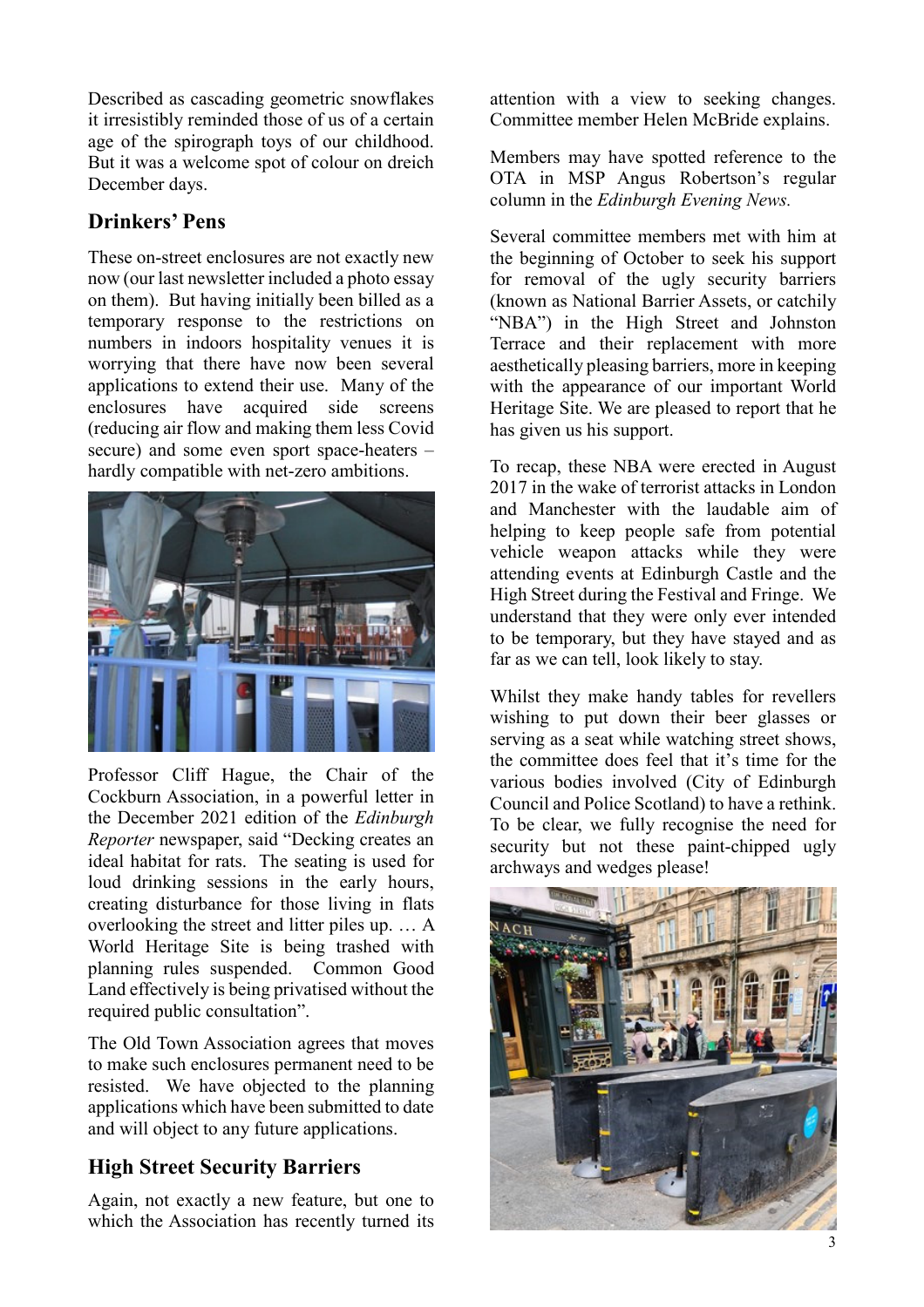Described as cascading geometric snowflakes it irresistibly reminded those of us of a certain age of the spirograph toys of our childhood. But it was a welcome spot of colour on dreich December days.

## Drinkers' Pens

These on-street enclosures are not exactly new now (our last newsletter included a photo essay on them). But having initially been billed as a temporary response to the restrictions on numbers in indoors hospitality venues it is worrying that there have now been several applications to extend their use. Many of the enclosures have acquired side screens (reducing air flow and making them less Covid secure) and some even sport space-heaters – hardly compatible with net-zero ambitions.

Professor Cliff Hague, the Chair of the Cockburn Association, in a powerful letter in the December 2021 edition of the *Edinburgh Reporter* newspaper, said "Decking creates an ideal habitat for rats. The seating is used for loud drinking sessions in the early hours, creating disturbance for those living in flats overlooking the street and litter piles up. … A World Heritage Site is being trashed with planning rules suspended. Common Good Land effectively is being privatised without the required public consultation".

The Old Town Association agrees that moves to make such enclosures permanent need to be resisted. We have objected to the planning applications which have been submitted to date and will object to any future applications.

## High Street Security Barriers

Again, not exactly a new feature, but one to which the Association has recently turned its attention with a view to seeking changes. Committee member Helen McBride explains.

Members may have spotted reference to the OTA in MSP Angus Robertson's regular column in the *Edinburgh Evening News.*

Several committee members met with him at the beginning of October to seek his support for removal of the ugly security barriers (known as National Barrier Assets, or catchily "NBA") in the High Street and Johnston Terrace and their replacement with more aesthetically pleasing barriers, more in keeping with the appearance of our important World Heritage Site. We are pleased to report that he has given us his support.

To recap, these NBA were erected in August 2017 in the wake of terrorist attacks in London and Manchester with the laudable aim of helping to keep people safe from potential vehicle weapon attacks while they were attending events at Edinburgh Castle and the High Street during the Festival and Fringe. We understand that they were only ever intended to be temporary, but they have stayed and as far as we can tell, look likely to stay.

Whilst they make handy tables for revellers wishing to put down their beer glasses or serving as a seat while watching street shows, the committee does feel that it's time for the various bodies involved (City of Edinburgh Council and Police Scotland) to have a rethink. To be clear, we fully recognise the need for security but not these paint-chipped ugly archways and wedges please!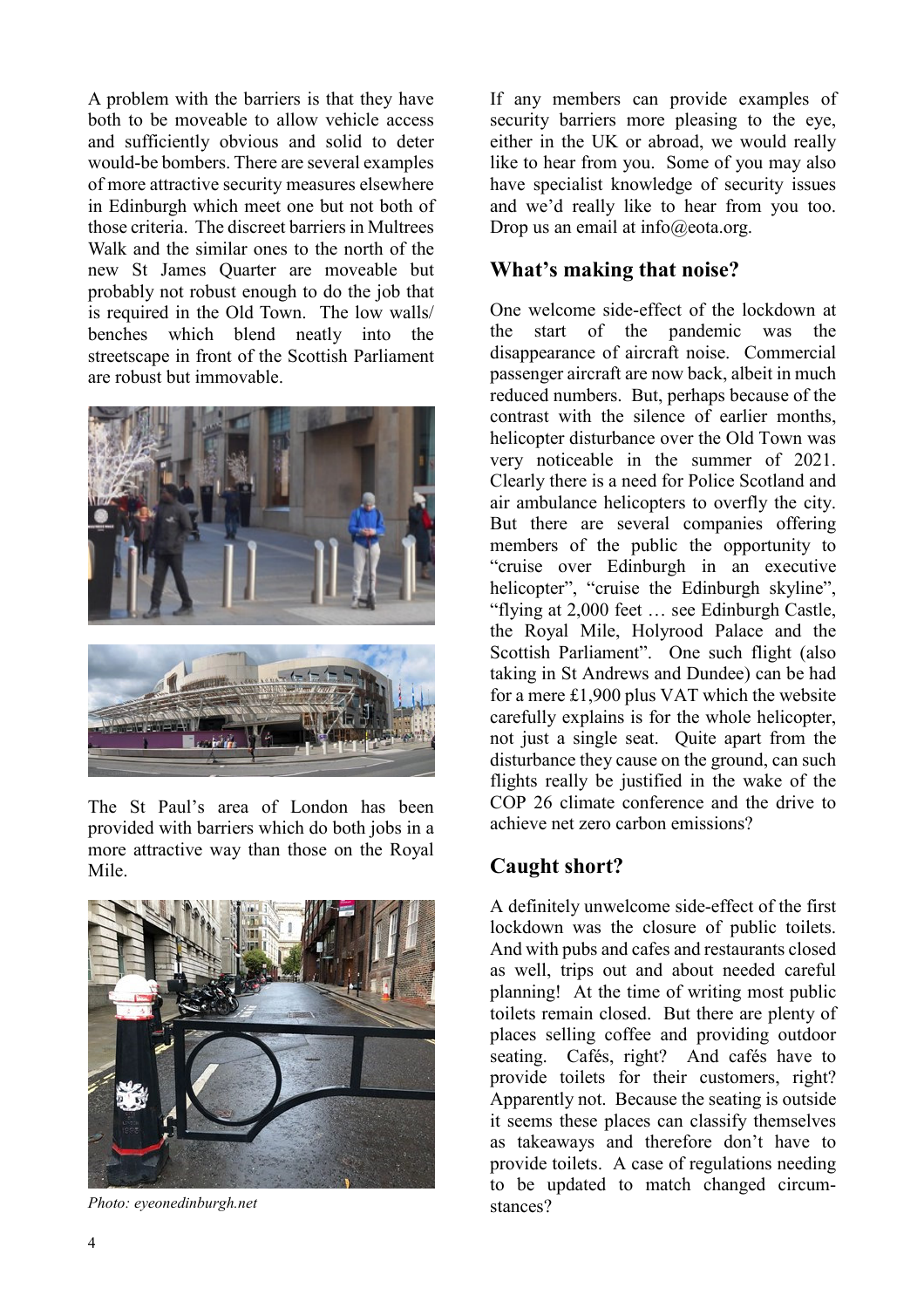A problem with the barriers is that they have both to be moveable to allow vehicle access and sufficiently obvious and solid to deter would-be bombers. There are several examples of more attractive security measures elsewhere in Edinburgh which meet one but not both of those criteria. The discreet barriers in Multrees Walk and the similar ones to the north of the new St James Quarter are moveable but probably not robust enough to do the job that is required in the Old Town. The low walls/ benches which blend neatly into the streetscape in front of the Scottish Parliament are robust but immovable.

The St Paul's area of London has been provided with barriers which do both jobs in a more attractive way than those on the Royal Mile.

*Photo: eyeonedinburgh.net*

If any members can provide examples of security barriers more pleasing to the eye, either in the UK or abroad, we would really like to hear from you. Some of you may also have specialist knowledge of security issues and we'd really like to hear from you too. Drop us an email at info@eota.org.

## What's making that noise?

One welcome side-effect of the lockdown at the start of the pandemic was the disappearance of aircraft noise. Commercial passenger aircraft are now back, albeit in much reduced numbers. But, perhaps because of the contrast with the silence of earlier months, helicopter disturbance over the Old Town was very noticeable in the summer of 2021. Clearly there is a need for Police Scotland and air ambulance helicopters to overfly the city. But there are several companies offering members of the public the opportunity to "cruise over Edinburgh in an executive helicopter", "cruise the Edinburgh skyline", "flying at 2,000 feet … see Edinburgh Castle, the Royal Mile, Holyrood Palace and the Scottish Parliament". One such flight (also taking in St Andrews and Dundee) can be had for a mere £1,900 plus VAT which the website carefully explains is for the whole helicopter, not just a single seat. Quite apart from the disturbance they cause on the ground, can such flights really be justified in the wake of the COP 26 climate conference and the drive to achieve net zero carbon emissions?

## Caught short?

A definitely unwelcome side-effect of the first lockdown was the closure of public toilets. And with pubs and cafes and restaurants closed as well, trips out and about needed careful planning! At the time of writing most public toilets remain closed. But there are plenty of places selling coffee and providing outdoor seating. Cafés, right? And cafés have to provide toilets for their customers, right? Apparently not. Because the seating is outside it seems these places can classify themselves as takeaways and therefore don't have to provide toilets. A case of regulations needing to be updated to match changed circumstances?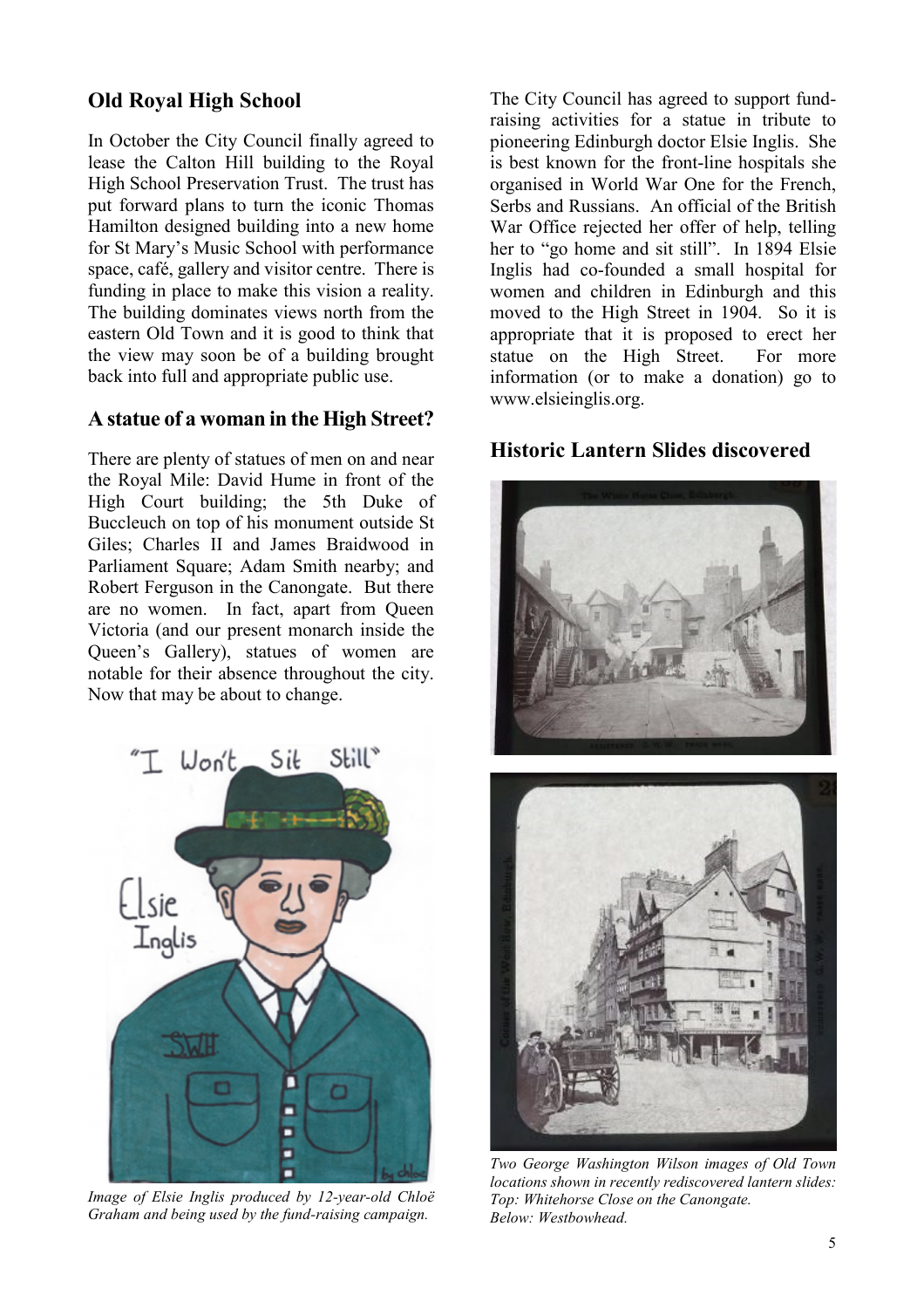## Old Royal High School

In October the City Council finally agreed to lease the Calton Hill building to the Royal High School Preservation Trust. The trust has put forward plans to turn the iconic Thomas Hamilton designed building into a new home for St Mary's Music School with performance space, café, gallery and visitor centre. There is funding in place to make this vision a reality. The building dominates views north from the eastern Old Town and it is good to think that the view may soon be of a building brought back into full and appropriate public use.

## A statue of a woman in the High Street?

There are plenty of statues of men on and near the Royal Mile: David Hume in front of the High Court building; the 5th Duke of Buccleuch on top of his monument outside St Giles; Charles II and James Braidwood in Parliament Square; Adam Smith nearby; and Robert Ferguson in the Canongate. But there are no women. In fact, apart from Queen Victoria (and our present monarch inside the Queen's Gallery), statues of women are notable for their absence throughout the city. Now that may be about to change.

*Image of Elsie Inglis produced by 12-year-old Chloë Graham and being used by the fund-raising campaign.*

The City Council has agreed to support fund-raising activities for a statue in tribute to pioneering Edinburgh doctor Elsie Inglis. She is best known for the front-line hospitals she organised in World War One for the French, Serbs and Russians. An official of the British War Office rejected her offer of help, telling her to "go home and sit still". In 1894 Elsie Inglis had co-founded a small hospital for women and children in Edinburgh and this moved to the High Street in 1904. So it is appropriate that it is proposed to erect her statue on the High Street. For more information (or to make a donation) go to www.elsieinglis.org.

## Historic Lantern Slides discovered

*Two George Washington Wilson images of Old Town locations shown in recently rediscovered lantern slides: Top: Whitehorse Close on the Canongate. Below: Westbowhead.*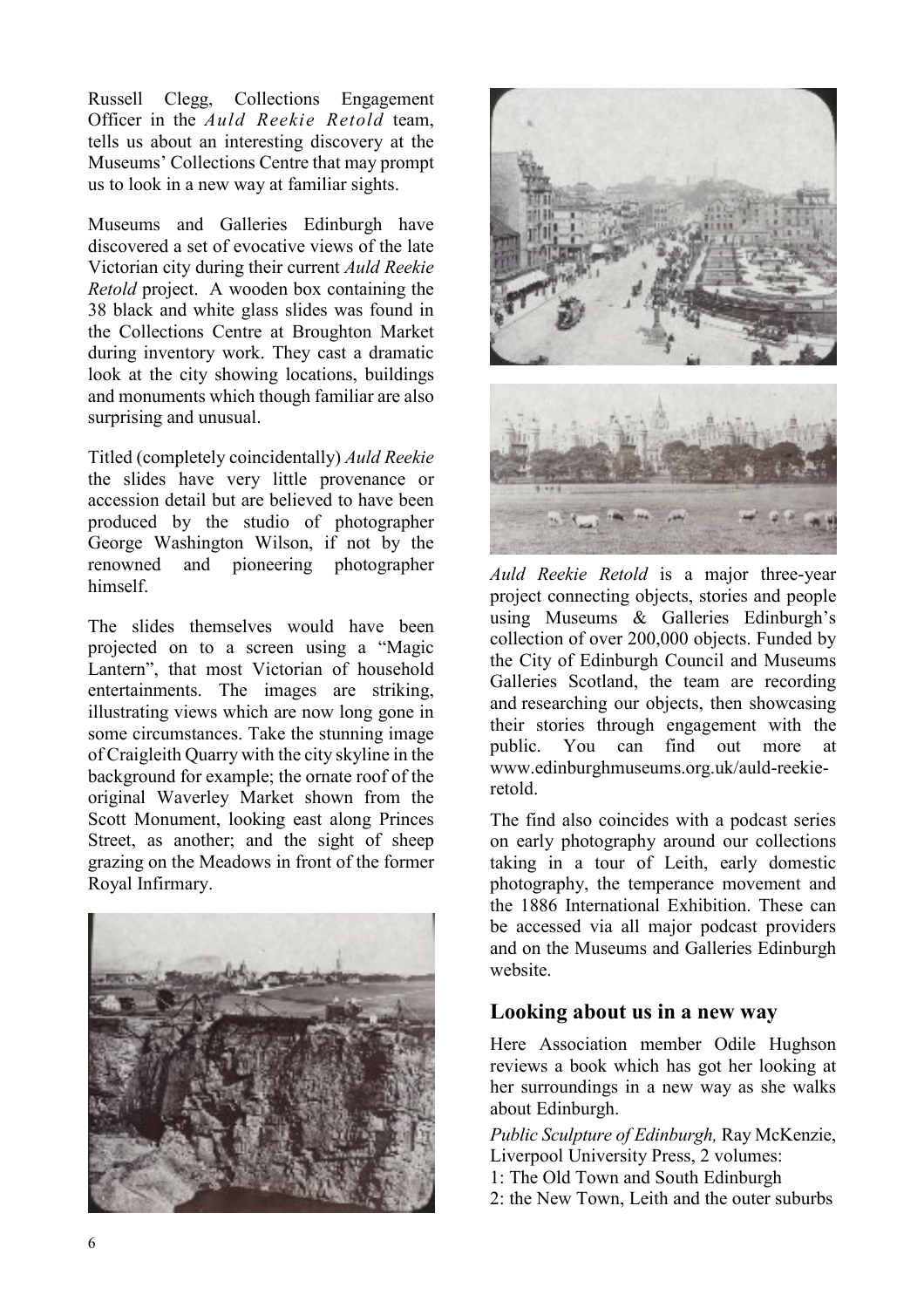Russell Clegg, Collections Engagement Officer in the *Auld Reekie Retold* team, tells us about an interesting discovery at the Museums' Collections Centre that may prompt us to look in a new way at familiar sights.

Museums and Galleries Edinburgh have discovered a set of evocative views of the late Victorian city during their current *Auld Reekie Retold* project. A wooden box containing the 38 black and white glass slides was found in the Collections Centre at Broughton Market during inventory work. They cast a dramatic look at the city showing locations, buildings and monuments which though familiar are also surprising and unusual.

Titled (completely coincidentally) *Auld Reekie* the slides have very little provenance or accession detail but are believed to have been produced by the studio of photographer George Washington Wilson, if not by the renowned and pioneering photographer himself.

The slides themselves would have been projected on to a screen using a "Magic Lantern", that most Victorian of household entertainments. The images are striking, illustrating views which are now long gone in some circumstances. Take the stunning image of Craigleith Quarry with the city skyline in the background for example; the ornate roof of the original Waverley Market shown from the Scott Monument, looking east along Princes Street, as another; and the sight of sheep grazing on the Meadows in front of the former Royal Infirmary.

*Auld Reekie Retold* is a major three-year project connecting objects, stories and people using Museums & Galleries Edinburgh's collection of over 200,000 objects. Funded by the City of Edinburgh Council and Museums Galleries Scotland, the team are recording and researching our objects, then showcasing their stories through engagement with the public. You can find out more at www.edinburghmuseums.org.uk/auld-reekie-retold.

The find also coincides with a podcast series on early photography around our collections taking in a tour of Leith, early domestic photography, the temperance movement and the 1886 International Exhibition. These can be accessed via all major podcast providers and on the Museums and Galleries Edinburgh website.

## Looking about us in a new way

Here Association member Odile Hughson reviews a book which has got her looking at her surroundings in a new way as she walks about Edinburgh.

*Public Sculpture of Edinburgh,* Ray McKenzie, Liverpool University Press, 2 volumes:
1: The Old Town and South Edinburgh
2: the New Town, Leith and the outer suburbs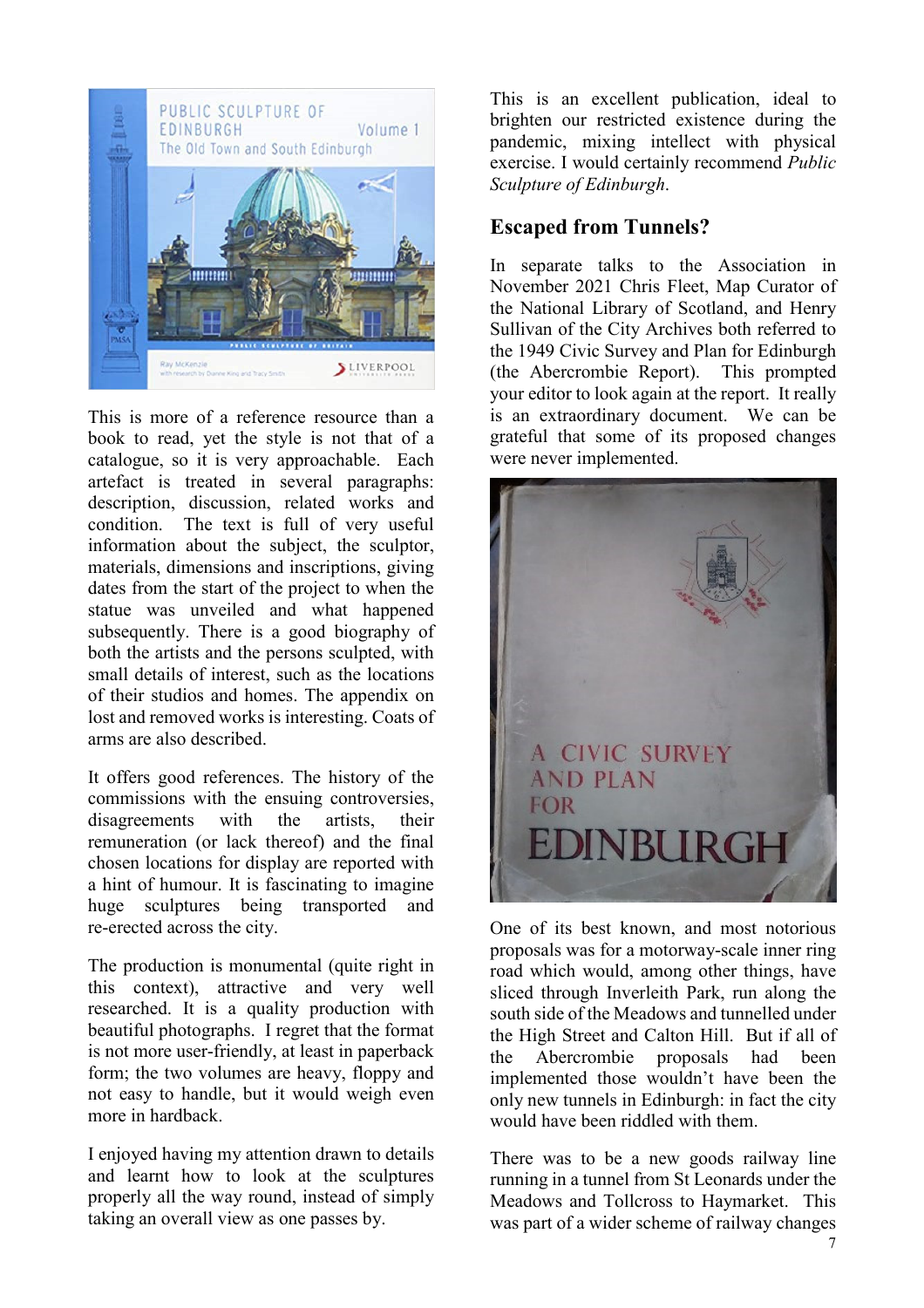This is more of a reference resource than a book to read, yet the style is not that of a catalogue, so it is very approachable. Each artefact is treated in several paragraphs: description, discussion, related works and condition. The text is full of very useful information about the subject, the sculptor, materials, dimensions and inscriptions, giving dates from the start of the project to when the statue was unveiled and what happened subsequently. There is a good biography of both the artists and the persons sculpted, with small details of interest, such as the locations of their studios and homes. The appendix on lost and removed works is interesting. Coats of arms are also described.

It offers good references. The history of the commissions with the ensuing controversies, disagreements with the artists, their remuneration (or lack thereof) and the final chosen locations for display are reported with a hint of humour. It is fascinating to imagine huge sculptures being transported and re-erected across the city.

The production is monumental (quite right in this context), attractive and very well researched. It is a quality production with beautiful photographs. I regret that the format is not more user-friendly, at least in paperback form; the two volumes are heavy, floppy and not easy to handle, but it would weigh even more in hardback.

I enjoyed having my attention drawn to details and learnt how to look at the sculptures properly all the way round, instead of simply taking an overall view as one passes by.

This is an excellent publication, ideal to brighten our restricted existence during the pandemic, mixing intellect with physical exercise. I would certainly recommend *Public Sculpture of Edinburgh*.

## Escaped from Tunnels?

In separate talks to the Association in November 2021 Chris Fleet, Map Curator of the National Library of Scotland, and Henry Sullivan of the City Archives both referred to the 1949 Civic Survey and Plan for Edinburgh (the Abercrombie Report). This prompted your editor to look again at the report. It really is an extraordinary document. We can be grateful that some of its proposed changes were never implemented.

One of its best known, and most notorious proposals was for a motorway-scale inner ring road which would, among other things, have sliced through Inverleith Park, run along the south side of the Meadows and tunnelled under the High Street and Calton Hill. But if all of the Abercrombie proposals had been implemented those wouldn't have been the only new tunnels in Edinburgh: in fact the city would have been riddled with them.

There was to be a new goods railway line running in a tunnel from St Leonards under the Meadows and Tollcross to Haymarket. This was part of a wider scheme of railway changes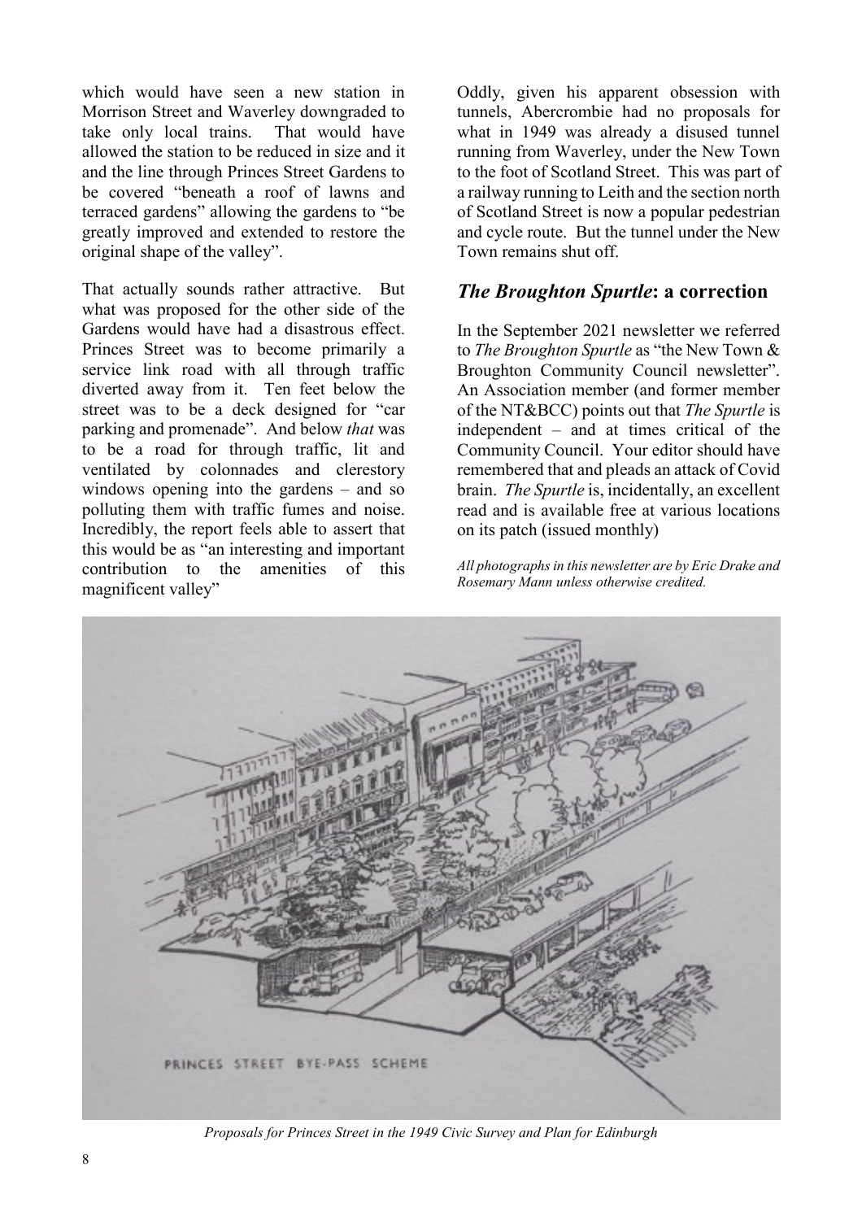which would have seen a new station in Morrison Street and Waverley downgraded to take only local trains. That would have allowed the station to be reduced in size and it and the line through Princes Street Gardens to be covered "beneath a roof of lawns and terraced gardens" allowing the gardens to "be greatly improved and extended to restore the original shape of the valley".

That actually sounds rather attractive. But what was proposed for the other side of the Gardens would have had a disastrous effect. Princes Street was to become primarily a service link road with all through traffic diverted away from it. Ten feet below the street was to be a deck designed for "car parking and promenade". And below *that* was to be a road for through traffic, lit and ventilated by colonnades and clerestory windows opening into the gardens – and so polluting them with traffic fumes and noise. Incredibly, the report feels able to assert that this would be as "an interesting and important contribution to the amenities of this magnificent valley"

Oddly, given his apparent obsession with tunnels, Abercrombie had no proposals for what in 1949 was already a disused tunnel running from Waverley, under the New Town to the foot of Scotland Street. This was part of a railway running to Leith and the section north of Scotland Street is now a popular pedestrian and cycle route. But the tunnel under the New Town remains shut off.

## *The Broughton Spurtle*: a correction

In the September 2021 newsletter we referred to *The Broughton Spurtle* as "the New Town & Broughton Community Council newsletter". An Association member (and former member of the NT&BCC) points out that *The Spurtle* is independent – and at times critical of the Community Council. Your editor should have remembered that and pleads an attack of Covid brain. *The Spurtle* is, incidentally, an excellent read and is available free at various locations on its patch (issued monthly)

*All photographs in this newsletter are by Eric Drake and Rosemary Mann unless otherwise credited.*

PRINCES STREET BYE-PASS SCHEME

*Proposals for Princes Street in the 1949 Civic Survey and Plan for Edinburgh*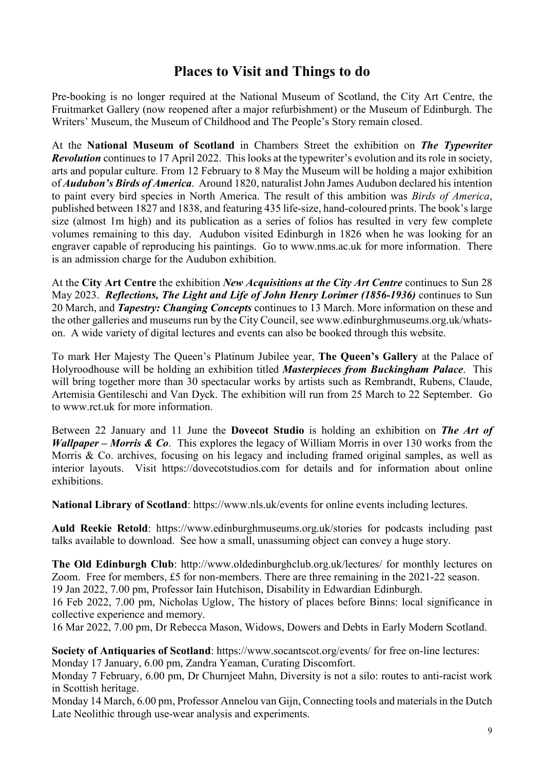# Places to Visit and Things to do

Pre-booking is no longer required at the National Museum of Scotland, the City Art Centre, the Fruitmarket Gallery (now reopened after a major refurbishment) or the Museum of Edinburgh. The Writers' Museum, the Museum of Childhood and The People's Story remain closed.

At the **National Museum of Scotland** in Chambers Street the exhibition on ***The Typewriter Revolution*** continues to 17 April 2022. This looks at the typewriter's evolution and its role in society, arts and popular culture. From 12 February to 8 May the Museum will be holding a major exhibition of ***Audubon's Birds of America***. Around 1820, naturalist John James Audubon declared his intention to paint every bird species in North America. The result of this ambition was *Birds of America*, published between 1827 and 1838, and featuring 435 life-size, hand-coloured prints. The book's large size (almost 1m high) and its publication as a series of folios has resulted in very few complete volumes remaining to this day. Audubon visited Edinburgh in 1826 when he was looking for an engraver capable of reproducing his paintings. Go to www.nms.ac.uk for more information. There is an admission charge for the Audubon exhibition.

At the **City Art Centre** the exhibition ***New Acquisitions at the City Art Centre*** continues to Sun 28 May 2023. ***Reflections, The Light and Life of John Henry Lorimer (1856-1936)*** continues to Sun 20 March, and ***Tapestry: Changing Concepts*** continues to 13 March. More information on these and the other galleries and museums run by the City Council, see www.edinburghmuseums.org.uk/whats-on. A wide variety of digital lectures and events can also be booked through this website.

To mark Her Majesty The Queen's Platinum Jubilee year, **The Queen's Gallery** at the Palace of Holyroodhouse will be holding an exhibition titled ***Masterpieces from Buckingham Palace***. This will bring together more than 30 spectacular works by artists such as Rembrandt, Rubens, Claude, Artemisia Gentileschi and Van Dyck. The exhibition will run from 25 March to 22 September. Go to www.rct.uk for more information.

Between 22 January and 11 June the **Dovecot Studio** is holding an exhibition on ***The Art of Wallpaper – Morris & Co***. This explores the legacy of William Morris in over 130 works from the Morris & Co. archives, focusing on his legacy and including framed original samples, as well as interior layouts. Visit https://dovecotstudios.com for details and for information about online exhibitions.

**National Library of Scotland**: https://www.nls.uk/events for online events including lectures.

**Auld Reekie Retold**: https://www.edinburghmuseums.org.uk/stories for podcasts including past talks available to download. See how a small, unassuming object can convey a huge story.

**The Old Edinburgh Club**: http://www.oldedinburghclub.org.uk/lectures/ for monthly lectures on Zoom. Free for members, £5 for non-members. There are three remaining in the 2021-22 season.
19 Jan 2022, 7.00 pm, Professor Iain Hutchison, Disability in Edwardian Edinburgh.
16 Feb 2022, 7.00 pm, Nicholas Uglow, The history of places before Binns: local significance in collective experience and memory.
16 Mar 2022, 7.00 pm, Dr Rebecca Mason, Widows, Dowers and Debts in Early Modern Scotland.

**Society of Antiquaries of Scotland**: https://www.socantscot.org/events/ for free on-line lectures:
Monday 17 January, 6.00 pm, Zandra Yeaman, Curating Discomfort.
Monday 7 February, 6.00 pm, Dr Churnjeet Mahn, Diversity is not a silo: routes to anti-racist work in Scottish heritage.
Monday 14 March, 6.00 pm, Professor Annelou van Gijn, Connecting tools and materials in the Dutch Late Neolithic through use-wear analysis and experiments.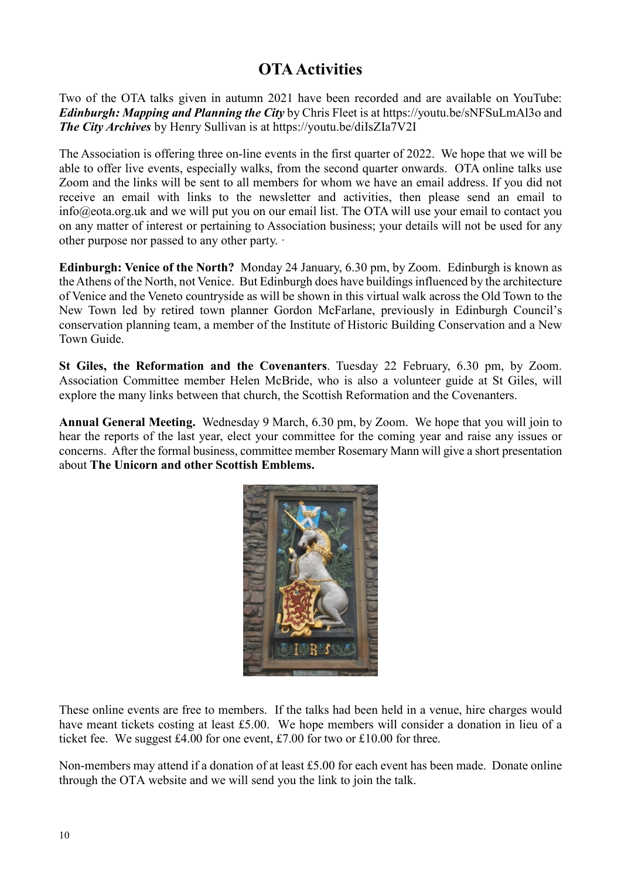# OTA Activities

Two of the OTA talks given in autumn 2021 have been recorded and are available on YouTube: ***Edinburgh: Mapping and Planning the City*** by Chris Fleet is at https://youtu.be/sNFSuLmAl3o and ***The City Archives*** by Henry Sullivan is at https://youtu.be/diIsZIa7V2I

The Association is offering three on-line events in the first quarter of 2022. We hope that we will be able to offer live events, especially walks, from the second quarter onwards. OTA online talks use Zoom and the links will be sent to all members for whom we have an email address. If you did not receive an email with links to the newsletter and activities, then please send an email to info@eota.org.uk and we will put you on our email list. The OTA will use your email to contact you on any matter of interest or pertaining to Association business; your details will not be used for any other purpose nor passed to any other party. ·

**Edinburgh: Venice of the North?** Monday 24 January, 6.30 pm, by Zoom. Edinburgh is known as the Athens of the North, not Venice. But Edinburgh does have buildings influenced by the architecture of Venice and the Veneto countryside as will be shown in this virtual walk across the Old Town to the New Town led by retired town planner Gordon McFarlane, previously in Edinburgh Council's conservation planning team, a member of the Institute of Historic Building Conservation and a New Town Guide.

**St Giles, the Reformation and the Covenanters**. Tuesday 22 February, 6.30 pm, by Zoom. Association Committee member Helen McBride, who is also a volunteer guide at St Giles, will explore the many links between that church, the Scottish Reformation and the Covenanters.

**Annual General Meeting.** Wednesday 9 March, 6.30 pm, by Zoom. We hope that you will join to hear the reports of the last year, elect your committee for the coming year and raise any issues or concerns. After the formal business, committee member Rosemary Mann will give a short presentation about **The Unicorn and other Scottish Emblems.**

These online events are free to members. If the talks had been held in a venue, hire charges would have meant tickets costing at least £5.00. We hope members will consider a donation in lieu of a ticket fee. We suggest £4.00 for one event, £7.00 for two or £10.00 for three.

Non-members may attend if a donation of at least £5.00 for each event has been made. Donate online through the OTA website and we will send you the link to join the talk.